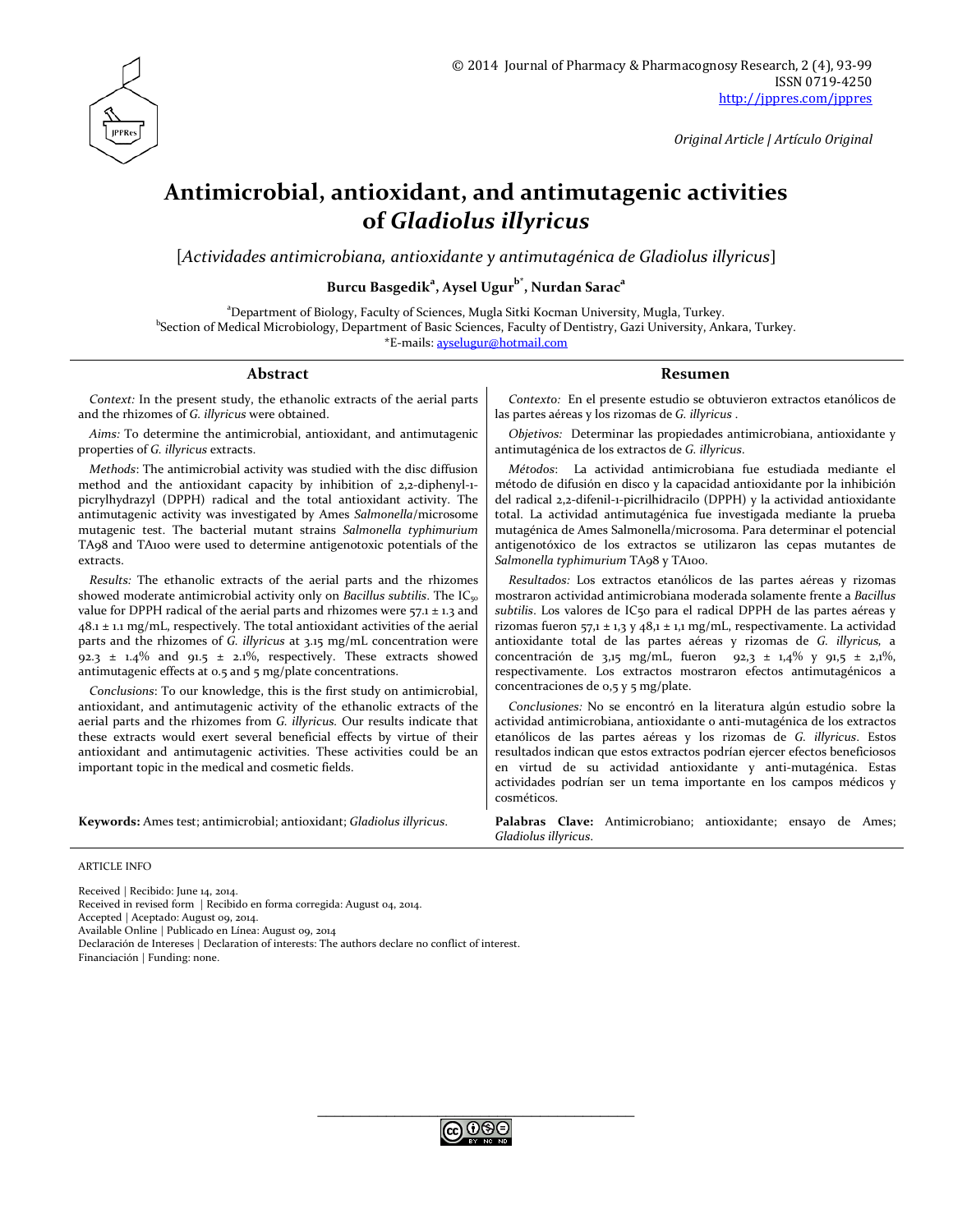© 2014 Journal of Pharmacy & Pharmacognosy Research, 2 (4), 93-99
ISSN 0719-4250
http://jppres.com/jppres

*Original Article | Artículo Original*

# Antimicrobial, antioxidant, and antimutagenic activities of *Gladiolus illyricus*

[*Actividades antimicrobiana, antioxidante y antimutagénica de Gladiolus illyricus*]

**Burcu Basgedik[a], Aysel Ugur[b*], Nurdan Sarac[a]**

[a]Department of Biology, Faculty of Sciences, Mugla Sitki Kocman University, Mugla, Turkey.
[b]Section of Medical Microbiology, Department of Basic Sciences, Faculty of Dentistry, Gazi University, Ankara, Turkey.
*E-mails: aysel​ugur@hotmail.com

## Abstract

*Context:* In the present study, the ethanolic extracts of the aerial parts and the rhizomes of *G. illyricus* were obtained.

*Aims:* To determine the antimicrobial, antioxidant, and antimutagenic properties of *G. illyricus* extracts.

*Methods*: The antimicrobial activity was studied with the disc diffusion method and the antioxidant capacity by inhibition of 2,2-diphenyl-1-picrylhydrazyl (DPPH) radical and the total antioxidant activity. The antimutagenic activity was investigated by Ames *Salmonella*/microsome mutagenic test. The bacterial mutant strains *Salmonella typhimurium* TA98 and TA100 were used to determine antigenotoxic potentials of the extracts.

*Results:* The ethanolic extracts of the aerial parts and the rhizomes showed moderate antimicrobial activity only on *Bacillus subtilis*. The $IC_{50}$ value for DPPH radical of the aerial parts and rhizomes were 57.1 ± 1.3 and 48.1 ± 1.1 mg/mL, respectively. The total antioxidant activities of the aerial parts and the rhizomes of *G. illyricus* at 3.15 mg/mL concentration were 92.3 ± 1.4% and 91.5 ± 2.1%, respectively. These extracts showed antimutagenic effects at 0.5 and 5 mg/plate concentrations.

*Conclusions*: To our knowledge, this is the first study on antimicrobial, antioxidant, and antimutagenic activity of the ethanolic extracts of the aerial parts and the rhizomes from *G. illyricus.* Our results indicate that these extracts would exert several beneficial effects by virtue of their antioxidant and antimutagenic activities. These activities could be an important topic in the medical and cosmetic fields.

**Keywords:** Ames test; antimicrobial; antioxidant; *Gladiolus illyricus*.

## Resumen

*Contexto:* En el presente estudio se obtuvieron extractos etanólicos de las partes aéreas y los rizomas de *G. illyricus* .

*Objetivos:* Determinar las propiedades antimicrobiana, antioxidante y antimutagénica de los extractos de *G. illyricus*.

*Métodos*: La actividad antimicrobiana fue estudiada mediante el método de difusión en disco y la capacidad antioxidante por la inhibición del radical 2,2-difenil-1-picrilhidracilo (DPPH) y la actividad antioxidante total. La actividad antimutagénica fue investigada mediante la prueba mutagénica de Ames Salmonella/microsoma. Para determinar el potencial antigenotóxico de los extractos se utilizaron las cepas mutantes de *Salmonella typhimurium* TA98 y TA100.

*Resultados:* Los extractos etanólicos de las partes aéreas y rizomas mostraron actividad antimicrobiana moderada solamente frente a *Bacillus subtilis*. Los valores de IC50 para el radical DPPH de las partes aéreas y rizomas fueron 57,1 ± 1,3 y 48,1 ± 1,1 mg/mL, respectivamente. La actividad antioxidante total de las partes aéreas y rizomas de *G. illyricus,* a concentración de 3,15 mg/mL, fueron 92,3 ± 1,4% y 91,5 ± 2,1%, respectivamente. Los extractos mostraron efectos antimutagénicos a concentraciones de 0,5 y 5 mg/plate.

*Conclusiones:* No se encontró en la literatura algún estudio sobre la actividad antimicrobiana, antioxidante o anti-mutagénica de los extractos etanólicos de las partes aéreas y los rizomas de *G. illyricus*. Estos resultados indican que estos extractos podrían ejercer efectos beneficiosos en virtud de su actividad antioxidante y anti-mutagénica. Estas actividades podrían ser un tema importante en los campos médicos y cosméticos.

**Palabras Clave:** Antimicrobiano; antioxidante; ensayo de Ames; *Gladiolus illyricus*.

ARTICLE INFO

Received | Recibido: June 14, 2014.
Received in revised form | Recibido en forma corregida: August 04, 2014.
Accepted | Aceptado: August 09, 2014.
Available Online | Publicado en Línea: August 09, 2014
Declaración de Intereses | Declaration of interests: The authors declare no conflict of interest.
Financiación | Funding: none.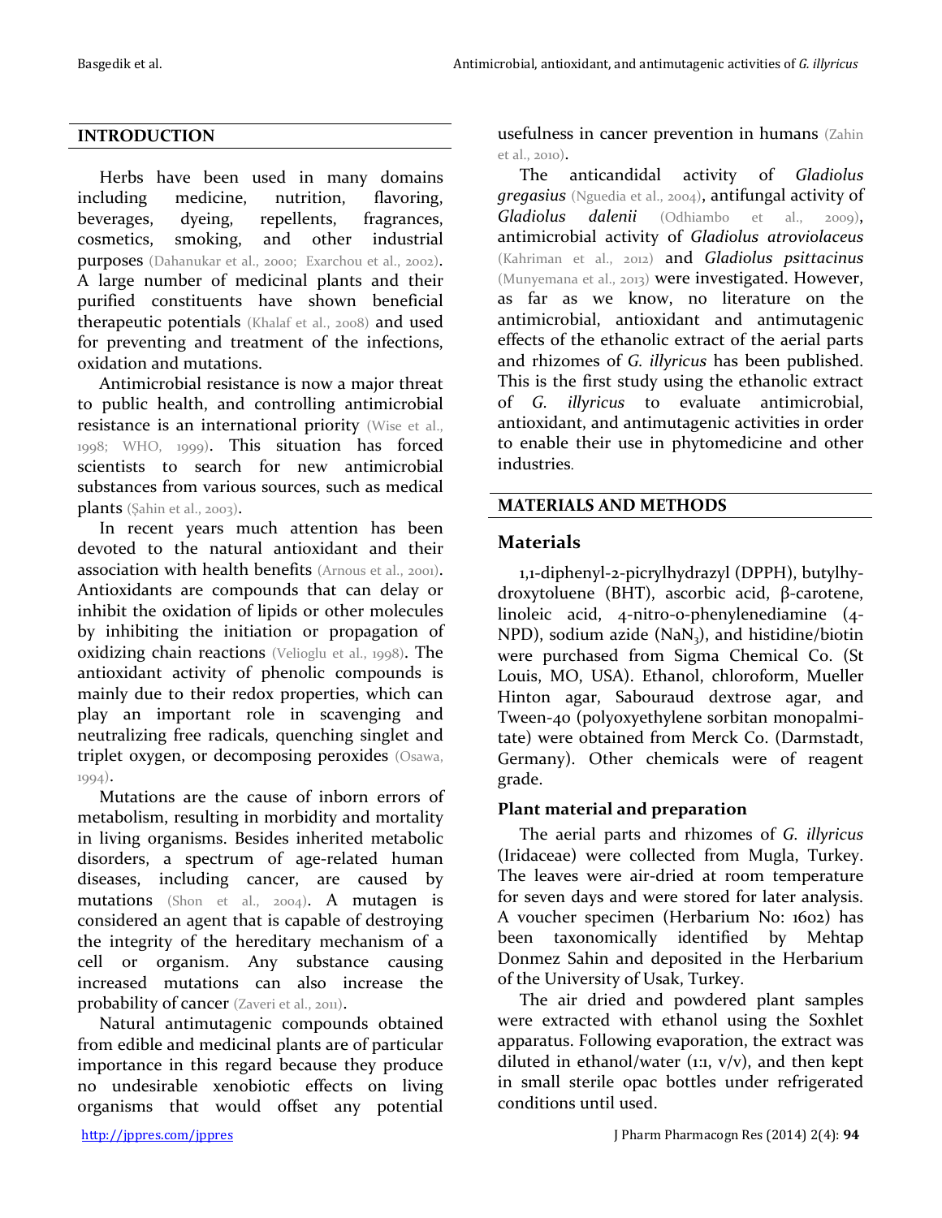## INTRODUCTION

Herbs have been used in many domains including medicine, nutrition, flavoring, beverages, dyeing, repellents, fragrances, cosmetics, smoking, and other industrial purposes (Dahanukar et al., 2000; Exarchou et al., 2002). A large number of medicinal plants and their purified constituents have shown beneficial therapeutic potentials (Khalaf et al., 2008) and used for preventing and treatment of the infections, oxidation and mutations.

Antimicrobial resistance is now a major threat to public health, and controlling antimicrobial resistance is an international priority (Wise et al., 1998; WHO, 1999). This situation has forced scientists to search for new antimicrobial substances from various sources, such as medical plants (Şahin et al., 2003).

In recent years much attention has been devoted to the natural antioxidant and their association with health benefits (Arnous et al., 2001). Antioxidants are compounds that can delay or inhibit the oxidation of lipids or other molecules by inhibiting the initiation or propagation of oxidizing chain reactions (Velioglu et al., 1998). The antioxidant activity of phenolic compounds is mainly due to their redox properties, which can play an important role in scavenging and neutralizing free radicals, quenching singlet and triplet oxygen, or decomposing peroxides (Osawa, 1994).

Mutations are the cause of inborn errors of metabolism, resulting in morbidity and mortality in living organisms. Besides inherited metabolic disorders, a spectrum of age-related human diseases, including cancer, are caused by mutations (Shon et al., 2004). A mutagen is considered an agent that is capable of destroying the integrity of the hereditary mechanism of a cell or organism. Any substance causing increased mutations can also increase the probability of cancer (Zaveri et al., 2011).

Natural antimutagenic compounds obtained from edible and medicinal plants are of particular importance in this regard because they produce no undesirable xenobiotic effects on living organisms that would offset any potential usefulness in cancer prevention in humans (Zahin et al., 2010).

The anticandidal activity of *Gladiolus gregasius* (Nguedia et al., 2004), antifungal activity of *Gladiolus dalenii* (Odhiambo et al., 2009), antimicrobial activity of *Gladiolus atroviolaceus* (Kahriman et al., 2012) and *Gladiolus psittacinus* (Munyemana et al., 2013) were investigated. However, as far as we know, no literature on the antimicrobial, antioxidant and antimutagenic effects of the ethanolic extract of the aerial parts and rhizomes of *G. illyricus* has been published. This is the first study using the ethanolic extract of *G. illyricus* to evaluate antimicrobial, antioxidant, and antimutagenic activities in order to enable their use in phytomedicine and other industries.

## MATERIALS AND METHODS

### Materials

1,1-diphenyl-2-picrylhydrazyl (DPPH), butylhydroxytoluene (BHT), ascorbic acid, β-carotene, linoleic acid, 4-nitro-o-phenylenediamine (4-NPD), sodium azide ($NaN_3$), and histidine/biotin were purchased from Sigma Chemical Co. (St Louis, MO, USA). Ethanol, chloroform, Mueller Hinton agar, Sabouraud dextrose agar, and Tween-40 (polyoxyethylene sorbitan monopalmitate) were obtained from Merck Co. (Darmstadt, Germany). Other chemicals were of reagent grade.

#### Plant material and preparation

The aerial parts and rhizomes of *G. illyricus* (Iridaceae) were collected from Mugla, Turkey. The leaves were air-dried at room temperature for seven days and were stored for later analysis. A voucher specimen (Herbarium No: 1602) has been taxonomically identified by Mehtap Donmez Sahin and deposited in the Herbarium of the University of Usak, Turkey.

The air dried and powdered plant samples were extracted with ethanol using the Soxhlet apparatus. Following evaporation, the extract was diluted in ethanol/water (1:1, v/v), and then kept in small sterile opac bottles under refrigerated conditions until used.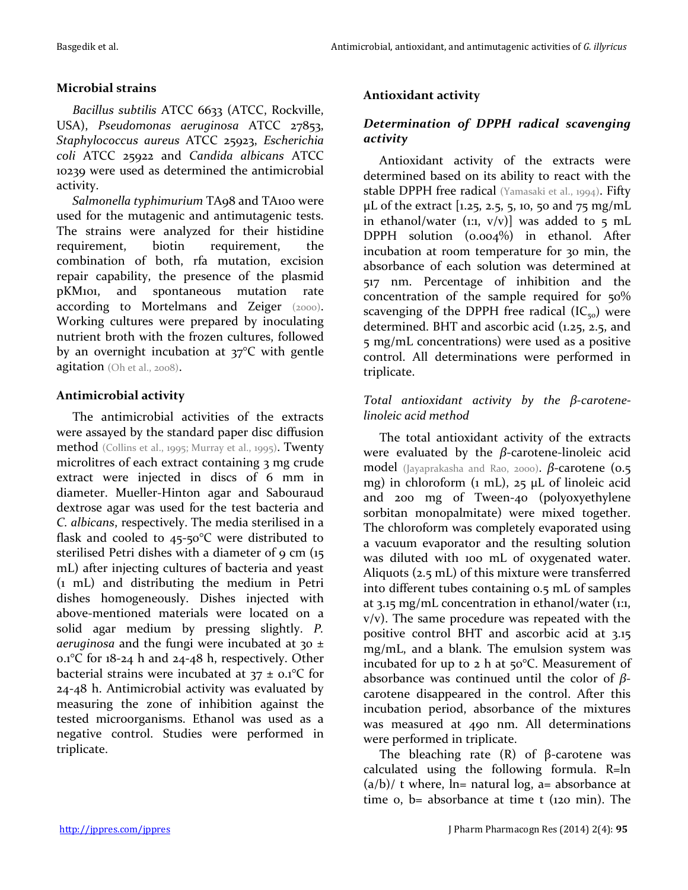## Microbial strains

*Bacillus subtilis* ATCC 6633 (ATCC, Rockville, USA), *Pseudomonas aeruginosa* ATCC 27853, *Staphylococcus aureus* ATCC 25923, *Escherichia coli* ATCC 25922 and *Candida albicans* ATCC 10239 were used as determined the antimicrobial activity.

*Salmonella typhimurium* TA98 and TA100 were used for the mutagenic and antimutagenic tests. The strains were analyzed for their histidine requirement, biotin requirement, the combination of both, rfa mutation, excision repair capability, the presence of the plasmid pKM101, and spontaneous mutation rate according to Mortelmans and Zeiger (2000). Working cultures were prepared by inoculating nutrient broth with the frozen cultures, followed by an overnight incubation at 37°C with gentle agitation (Oh et al., 2008).

## Antimicrobial activity

The antimicrobial activities of the extracts were assayed by the standard paper disc diffusion method (Collins et al., 1995; Murray et al., 1995). Twenty microlitres of each extract containing 3 mg crude extract were injected in discs of 6 mm in diameter. Mueller-Hinton agar and Sabouraud dextrose agar was used for the test bacteria and *C. albicans*, respectively. The media sterilised in a flask and cooled to 45-50°C were distributed to sterilised Petri dishes with a diameter of 9 cm (15 mL) after injecting cultures of bacteria and yeast (1 mL) and distributing the medium in Petri dishes homogeneously. Dishes injected with above-mentioned materials were located on a solid agar medium by pressing slightly. *P. aeruginosa* and the fungi were incubated at 30 ± 0.1°C for 18-24 h and 24-48 h, respectively. Other bacterial strains were incubated at 37 ± 0.1°C for 24-48 h. Antimicrobial activity was evaluated by measuring the zone of inhibition against the tested microorganisms. Ethanol was used as a negative control. Studies were performed in triplicate.

## Antioxidant activity

### *Determination of DPPH radical scavenging activity*

Antioxidant activity of the extracts were determined based on its ability to react with the stable DPPH free radical (Yamasaki et al., 1994). Fifty µL of the extract [1.25, 2.5, 5, 10, 50 and 75 mg/mL in ethanol/water (1:1, v/v)] was added to 5 mL DPPH solution (0.004%) in ethanol. After incubation at room temperature for 30 min, the absorbance of each solution was determined at 517 nm. Percentage of inhibition and the concentration of the sample required for 50% scavenging of the DPPH free radical ($IC_{50}$) were determined. BHT and ascorbic acid (1.25, 2.5, and 5 mg/mL concentrations) were used as a positive control. All determinations were performed in triplicate.

### *Total antioxidant activity by the β-carotene-linoleic acid method*

The total antioxidant activity of the extracts were evaluated by the *β*-carotene-linoleic acid model (Jayaprakasha and Rao, 2000). *β*-carotene (0.5 mg) in chloroform (1 mL), 25 µL of linoleic acid and 200 mg of Tween-40 (polyoxyethylene sorbitan monopalmitate) were mixed together. The chloroform was completely evaporated using a vacuum evaporator and the resulting solution was diluted with 100 mL of oxygenated water. Aliquots (2.5 mL) of this mixture were transferred into different tubes containing 0.5 mL of samples at 3.15 mg/mL concentration in ethanol/water (1:1, v/v). The same procedure was repeated with the positive control BHT and ascorbic acid at 3.15 mg/mL, and a blank. The emulsion system was incubated for up to 2 h at 50°C. Measurement of absorbance was continued until the color of *β*-carotene disappeared in the control. After this incubation period, absorbance of the mixtures was measured at 490 nm. All determinations were performed in triplicate.

The bleaching rate (R) of β-carotene was calculated using the following formula. $R = \ln(a/b)/t$ where, ln= natural log, a= absorbance at time 0, b= absorbance at time t (120 min). The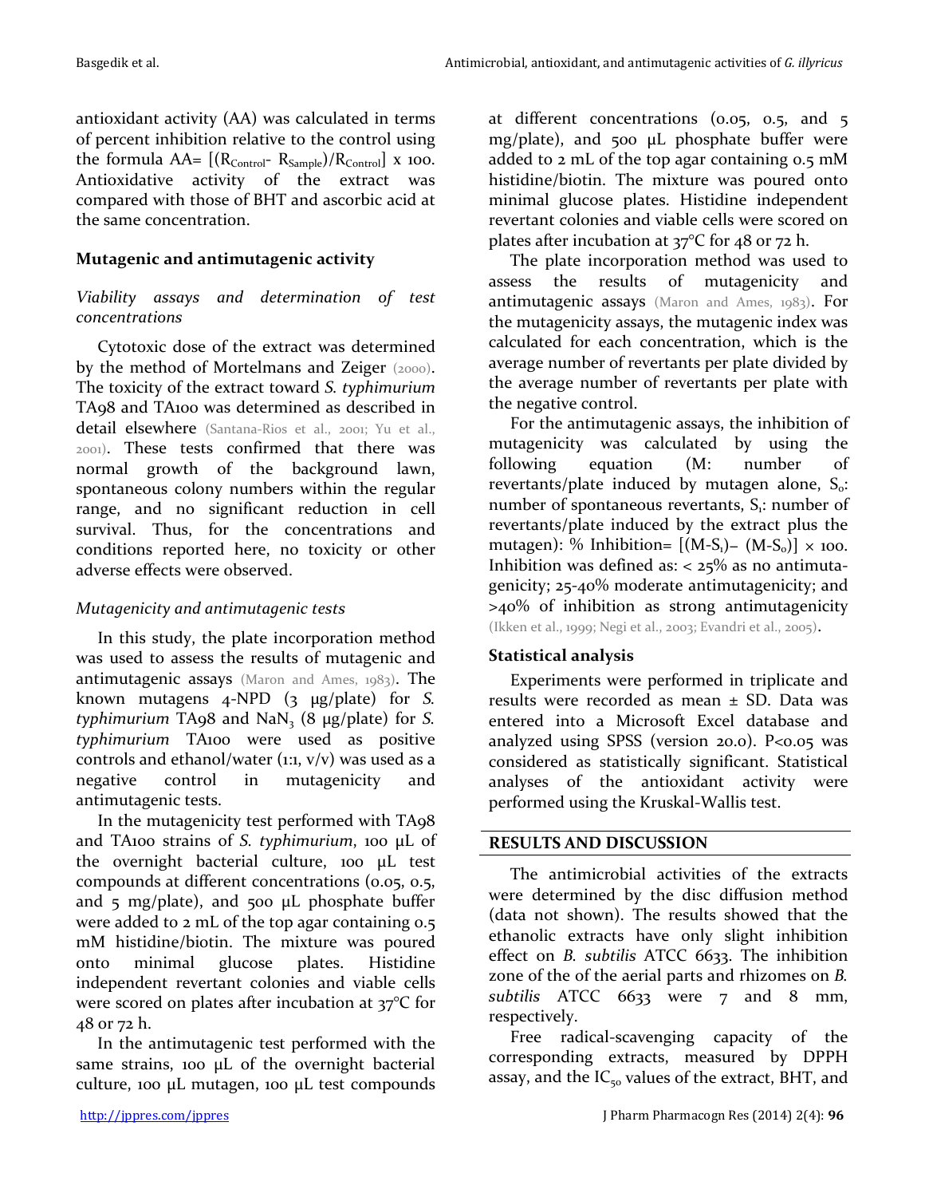antioxidant activity (AA) was calculated in terms of percent inhibition relative to the control using the formula AA= $[(R_{Control} - R_{Sample})/R_{Control}] \times 100$. Antioxidative activity of the extract was compared with those of BHT and ascorbic acid at the same concentration.

## Mutagenic and antimutagenic activity

### *Viability assays and determination of test concentrations*

Cytotoxic dose of the extract was determined by the method of Mortelmans and Zeiger (2000). The toxicity of the extract toward *S. typhimurium* TA98 and TA100 was determined as described in detail elsewhere (Santana-Rios et al., 2001; Yu et al., 2001). These tests confirmed that there was normal growth of the background lawn, spontaneous colony numbers within the regular range, and no significant reduction in cell survival. Thus, for the concentrations and conditions reported here, no toxicity or other adverse effects were observed.

### *Mutagenicity and antimutagenic tests*

In this study, the plate incorporation method was used to assess the results of mutagenic and antimutagenic assays (Maron and Ames, 1983). The known mutagens 4-NPD (3 µg/plate) for *S. typhimurium* TA98 and $NaN_3$ (8 µg/plate) for *S. typhimurium* TA100 were used as positive controls and ethanol/water (1:1, v/v) was used as a negative control in mutagenicity and antimutagenic tests.

In the mutagenicity test performed with TA98 and TA100 strains of *S. typhimurium*, 100 µL of the overnight bacterial culture, 100 µL test compounds at different concentrations (0.05, 0.5, and 5 mg/plate), and 500 µL phosphate buffer were added to 2 mL of the top agar containing 0.5 mM histidine/biotin. The mixture was poured onto minimal glucose plates. Histidine independent revertant colonies and viable cells were scored on plates after incubation at 37°C for 48 or 72 h.

In the antimutagenic test performed with the same strains, 100 µL of the overnight bacterial culture, 100 µL mutagen, 100 µL test compounds at different concentrations (0.05, 0.5, and 5 mg/plate), and 500 µL phosphate buffer were added to 2 mL of the top agar containing 0.5 mM histidine/biotin. The mixture was poured onto minimal glucose plates. Histidine independent revertant colonies and viable cells were scored on plates after incubation at 37°C for 48 or 72 h.

The plate incorporation method was used to assess the results of mutagenicity and antimutagenic assays (Maron and Ames, 1983). For the mutagenicity assays, the mutagenic index was calculated for each concentration, which is the average number of revertants per plate divided by the average number of revertants per plate with the negative control.

For the antimutagenic assays, the inhibition of mutagenicity was calculated by using the following equation (M: number of revertants/plate induced by mutagen alone, $S_0$: number of spontaneous revertants, $S_1$: number of revertants/plate induced by the extract plus the mutagen): % Inhibition= $[(M-S_1)-(M-S_0)] \times 100$. Inhibition was defined as: < 25% as no antimutagenicity; 25-40% moderate antimutagenicity; and >40% of inhibition as strong antimutagenicity (Ikken et al., 1999; Negi et al., 2003; Evandri et al., 2005).

## Statistical analysis

Experiments were performed in triplicate and results were recorded as mean ± SD. Data was entered into a Microsoft Excel database and analyzed using SPSS (version 20.0). $P<0.05$ was considered as statistically significant. Statistical analyses of the antioxidant activity were performed using the Kruskal-Wallis test.

## RESULTS AND DISCUSSION

The antimicrobial activities of the extracts were determined by the disc diffusion method (data not shown). The results showed that the ethanolic extracts have only slight inhibition effect on *B. subtilis* ATCC 6633. The inhibition zone of the of the aerial parts and rhizomes on *B. subtilis* ATCC 6633 were 7 and 8 mm, respectively.

Free radical-scavenging capacity of the corresponding extracts, measured by DPPH assay, and the $IC_{50}$ values of the extract, BHT, and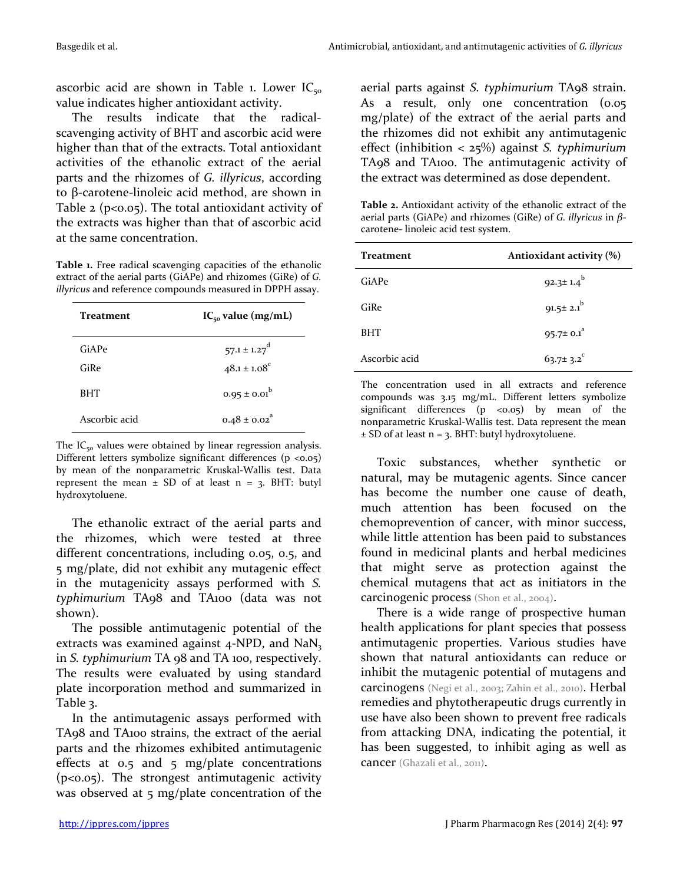ascorbic acid are shown in Table 1. Lower $IC_{50}$ value indicates higher antioxidant activity.

The results indicate that the radical-scavenging activity of BHT and ascorbic acid were higher than that of the extracts. Total antioxidant activities of the ethanolic extract of the aerial parts and the rhizomes of *G. illyricus*, according to β-carotene-linoleic acid method, are shown in Table 2 ($p<0.05$). The total antioxidant activity of the extracts was higher than that of ascorbic acid at the same concentration.

**Table 1.** Free radical scavenging capacities of the ethanolic extract of the aerial parts (GiAPe) and rhizomes (GiRe) of *G. illyricus* and reference compounds measured in DPPH assay.

| Treatment | $IC_{50}$ value (mg/mL) |
|---|---|
| GiAPe | $57.1 \pm 1.27^{d}$ |
| GiRe | $48.1 \pm 1.08^{c}$ |
| BHT | $0.95 \pm 0.01^{b}$ |
| Ascorbic acid | $0.48 \pm 0.02^{a}$ |

The $IC_{50}$ values were obtained by linear regression analysis. Different letters symbolize significant differences ($p <0.05$) by mean of the nonparametric Kruskal-Wallis test. Data represent the mean ± SD of at least n = 3. BHT: butyl hydroxytoluene.

The ethanolic extract of the aerial parts and the rhizomes, which were tested at three different concentrations, including 0.05, 0.5, and 5 mg/plate, did not exhibit any mutagenic effect in the mutagenicity assays performed with *S. typhimurium* TA98 and TA100 (data was not shown).

The possible antimutagenic potential of the extracts was examined against 4-NPD, and $NaN_3$ in *S. typhimurium* TA 98 and TA 100, respectively. The results were evaluated by using standard plate incorporation method and summarized in Table 3.

In the antimutagenic assays performed with TA98 and TA100 strains, the extract of the aerial parts and the rhizomes exhibited antimutagenic effects at 0.5 and 5 mg/plate concentrations ($p<0.05$). The strongest antimutagenic activity was observed at 5 mg/plate concentration of the aerial parts against *S. typhimurium* TA98 strain. As a result, only one concentration (0.05 mg/plate) of the extract of the aerial parts and the rhizomes did not exhibit any antimutagenic effect (inhibition < 25%) against *S. typhimurium* TA98 and TA100. The antimutagenic activity of the extract was determined as dose dependent.

**Table 2.** Antioxidant activity of the ethanolic extract of the aerial parts (GiAPe) and rhizomes (GiRe) of *G. illyricus* in *β*-carotene- linoleic acid test system.

| Treatment | Antioxidant activity (%) |
|---|---|
| GiAPe | $92.3 \pm 1.4^{b}$ |
| GiRe | $91.5 \pm 2.1^{b}$ |
| BHT | $95.7 \pm 0.1^{a}$ |
| Ascorbic acid | $63.7 \pm 3.2^{c}$ |

The concentration used in all extracts and reference compounds was 3.15 mg/mL. Different letters symbolize significant differences ($p <0.05$) by mean of the nonparametric Kruskal-Wallis test. Data represent the mean ± SD of at least n = 3. BHT: butyl hydroxytoluene.

Toxic substances, whether synthetic or natural, may be mutagenic agents. Since cancer has become the number one cause of death, much attention has been focused on the chemoprevention of cancer, with minor success, while little attention has been paid to substances found in medicinal plants and herbal medicines that might serve as protection against the chemical mutagens that act as initiators in the carcinogenic process (Shon et al., 2004).

There is a wide range of prospective human health applications for plant species that possess antimutagenic properties. Various studies have shown that natural antioxidants can reduce or inhibit the mutagenic potential of mutagens and carcinogens (Negi et al., 2003; Zahin et al., 2010). Herbal remedies and phytotherapeutic drugs currently in use have also been shown to prevent free radicals from attacking DNA, indicating the potential, it has been suggested, to inhibit aging as well as cancer (Ghazali et al., 2011).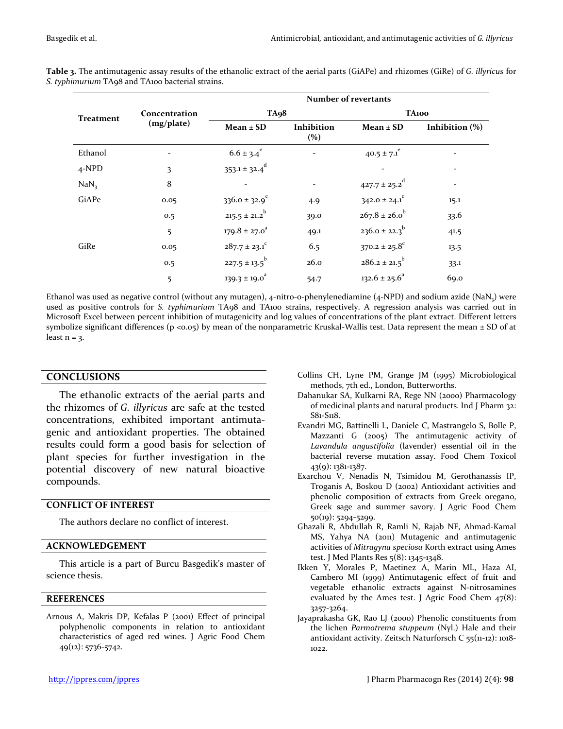**Table 3.** The antimutagenic assay results of the ethanolic extract of the aerial parts (GiAPe) and rhizomes (GiRe) of *G. illyricus* for *S. typhimurium* TA98 and TA100 bacterial strains.

| Treatment | Concentration (mg/plate) | Number of revertants | | | |
|---|---|---|---|---|---|
| | | TA98 | | TA100 | |
| | | Mean ± SD | Inhibition (%) | Mean ± SD | Inhibition (%) |
| Ethanol | - | $6.6 \pm 3.4^{e}$ | - | $40.5 \pm 7.1^{e}$ | - |
| 4-NPD | 3 | $353.1 \pm 32.4^{d}$ | | - | - |
| $NaN_3$ | 8 | - | - | $427.7 \pm 25.2^{d}$ | - |
| GiAPe | 0.05 | $336.0 \pm 32.9^{c}$ | 4.9 | $342.0 \pm 24.1^{c}$ | 15.1 |
| | 0.5 | $215.5 \pm 21.2^{b}$ | 39.0 | $267.8 \pm 26.0^{b}$ | 33.6 |
| | 5 | $179.8 \pm 27.0^{a}$ | 49.1 | $236.0 \pm 22.3^{b}$ | 41.5 |
| GiRe | 0.05 | $287.7 \pm 23.1^{c}$ | 6.5 | $370.2 \pm 25.8^{c}$ | 13.5 |
| | 0.5 | $227.5 \pm 13.5^{b}$ | 26.0 | $286.2 \pm 21.5^{b}$ | 33.1 |
| | 5 | $139.3 \pm 19.0^{a}$ | 54.7 | $132.6 \pm 25.6^{a}$ | 69.0 |

Ethanol was used as negative control (without any mutagen), 4-nitro-o-phenylenediamine (4-NPD) and sodium azide ($NaN_3$) were used as positive controls for *S. typhimurium* TA98 and TA100 strains, respectively. A regression analysis was carried out in Microsoft Excel between percent inhibition of mutagenicity and log values of concentrations of the plant extract. Different letters symbolize significant differences ($p < 0.05$) by mean of the nonparametric Kruskal-Wallis test. Data represent the mean ± SD of at least n = 3.

## CONCLUSIONS

The ethanolic extracts of the aerial parts and the rhizomes of *G. illyricus* are safe at the tested concentrations, exhibited important antimutagenic and antioxidant properties. The obtained results could form a good basis for selection of plant species for further investigation in the potential discovery of new natural bioactive compounds.

## CONFLICT OF INTEREST

The authors declare no conflict of interest.

## ACKNOWLEDGEMENT

This article is a part of Burcu Basgedik's master of science thesis.

## REFERENCES

Arnous A, Makris DP, Kefalas P (2001) Effect of principal polyphenolic components in relation to antioxidant characteristics of aged red wines. J Agric Food Chem 49(12): 5736-5742.

Collins CH, Lyne PM, Grange JM (1995) Microbiological methods, 7th ed., London, Butterworths.

Dahanukar SA, Kulkarni RA, Rege NN (2000) Pharmacology of medicinal plants and natural products. Ind J Pharm 32: S81-S118.

Evandri MG, Battinelli L, Daniele C, Mastrangelo S, Bolle P, Mazzanti G (2005) The antimutagenic activity of *Lavandula angustifolia* (lavender) essential oil in the bacterial reverse mutation assay. Food Chem Toxicol 43(9): 1381-1387.

Exarchou V, Nenadis N, Tsimidou M, Gerothanassis IP, Troganis A, Boskou D (2002) Antioxidant activities and phenolic composition of extracts from Greek oregano, Greek sage and summer savory. J Agric Food Chem 50(19): 5294-5299.

Ghazali R, Abdullah R, Ramli N, Rajab NF, Ahmad-Kamal MS, Yahya NA (2011) Mutagenic and antimutagenic activities of *Mitragyna speciosa* Korth extract using Ames test. J Med Plants Res 5(8): 1345-1348.

Ikken Y, Morales P, Maetinez A, Marin ML, Haza AI, Cambero MI (1999) Antimutagenic effect of fruit and vegetable ethanolic extracts against N-nitrosamines evaluated by the Ames test. J Agric Food Chem 47(8): 3257-3264.

Jayaprakasha GK, Rao LJ (2000) Phenolic constituents from the lichen *Parmotrema stuppeum* (Nyl.) Hale and their antioxidant activity. Zeitsch Naturforsch C 55(11-12): 1018-1022.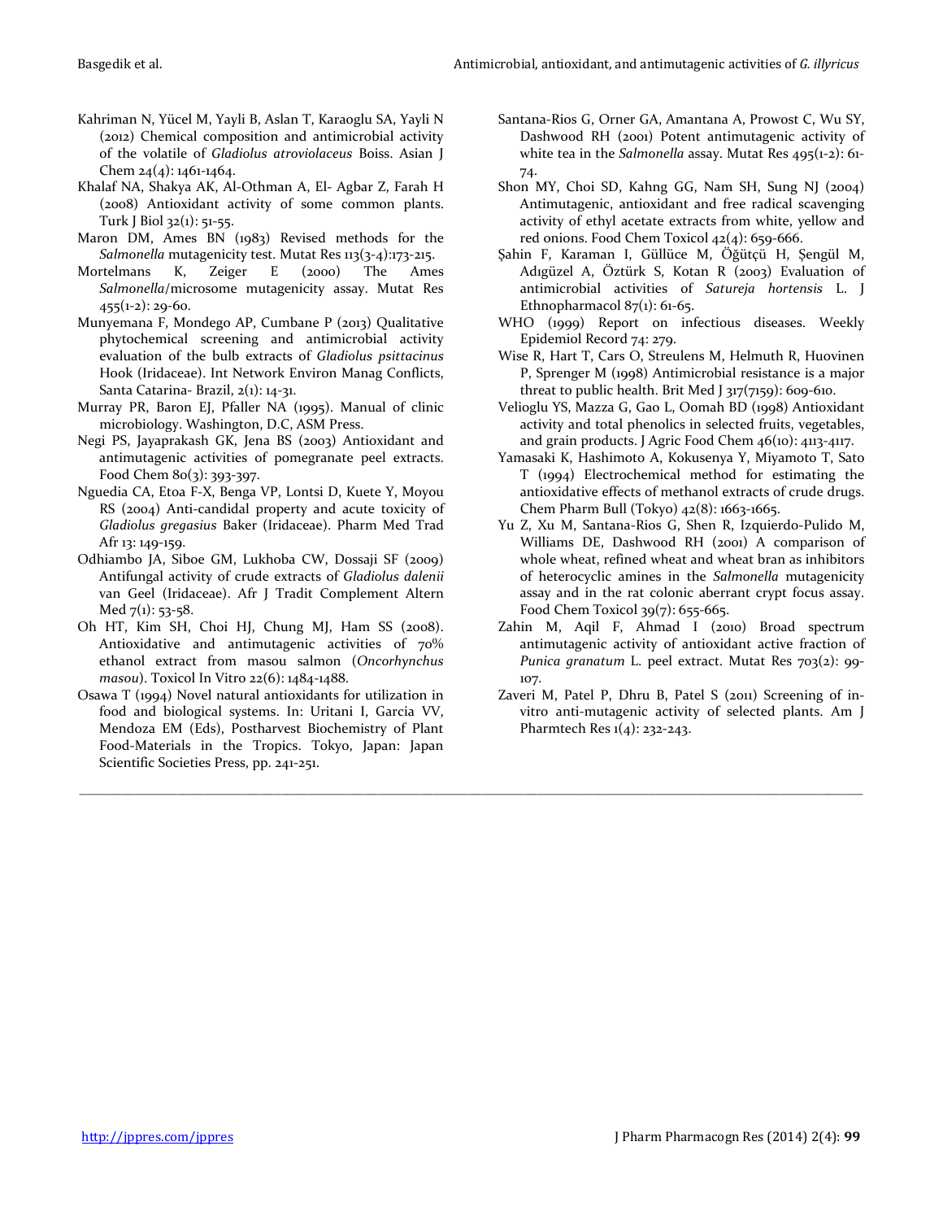Kahriman N, Yücel M, Yayli B, Aslan T, Karaoglu SA, Yayli N (2012) Chemical composition and antimicrobial activity of the volatile of *Gladiolus atroviolaceus* Boiss. Asian J Chem 24(4): 1461-1464.

Khalaf NA, Shakya AK, Al-Othman A, El- Agbar Z, Farah H (2008) Antioxidant activity of some common plants. Turk J Biol 32(1): 51-55.

Maron DM, Ames BN (1983) Revised methods for the *Salmonella* mutagenicity test. Mutat Res 113(3-4):173-215.

Mortelmans K, Zeiger E (2000) The Ames *Salmonella*/microsome mutagenicity assay. Mutat Res 455(1-2): 29-60.

Munyemana F, Mondego AP, Cumbane P (2013) Qualitative phytochemical screening and antimicrobial activity evaluation of the bulb extracts of *Gladiolus psittacinus* Hook (Iridaceae). Int Network Environ Manag Conflicts, Santa Catarina- Brazil, 2(1): 14-31.

Murray PR, Baron EJ, Pfaller NA (1995). Manual of clinic microbiology. Washington, D.C, ASM Press.

Negi PS, Jayaprakash GK, Jena BS (2003) Antioxidant and antimutagenic activities of pomegranate peel extracts. Food Chem 80(3): 393-397.

Nguedia CA, Etoa F-X, Benga VP, Lontsi D, Kuete Y, Moyou RS (2004) Anti-candidal property and acute toxicity of *Gladiolus gregasius* Baker (Iridaceae). Pharm Med Trad Afr 13: 149-159.

Odhiambo JA, Siboe GM, Lukhoba CW, Dossaji SF (2009) Antifungal activity of crude extracts of *Gladiolus dalenii* van Geel (Iridaceae). Afr J Tradit Complement Altern Med 7(1): 53-58.

Oh HT, Kim SH, Choi HJ, Chung MJ, Ham SS (2008). Antioxidative and antimutagenic activities of 70% ethanol extract from masou salmon (*Oncorhynchus masou*). Toxicol In Vitro 22(6): 1484-1488.

Osawa T (1994) Novel natural antioxidants for utilization in food and biological systems. In: Uritani I, Garcia VV, Mendoza EM (Eds), Postharvest Biochemistry of Plant Food-Materials in the Tropics. Tokyo, Japan: Japan Scientific Societies Press, pp. 241-251.

Santana-Rios G, Orner GA, Amantana A, Prowost C, Wu SY, Dashwood RH (2001) Potent antimutagenic activity of white tea in the *Salmonella* assay. Mutat Res 495(1-2): 61-74.

Shon MY, Choi SD, Kahng GG, Nam SH, Sung NJ (2004) Antimutagenic, antioxidant and free radical scavenging activity of ethyl acetate extracts from white, yellow and red onions. Food Chem Toxicol 42(4): 659-666.

Şahin F, Karaman I, Güllüce M, Öğütçü H, Şengül M, Adıgüzel A, Öztürk S, Kotan R (2003) Evaluation of antimicrobial activities of *Satureja hortensis* L. J Ethnopharmacol 87(1): 61-65.

WHO (1999) Report on infectious diseases. Weekly Epidemiol Record 74: 279.

Wise R, Hart T, Cars O, Streulens M, Helmuth R, Huovinen P, Sprenger M (1998) Antimicrobial resistance is a major threat to public health. Brit Med J 317(7159): 609-610.

Velioglu YS, Mazza G, Gao L, Oomah BD (1998) Antioxidant activity and total phenolics in selected fruits, vegetables, and grain products. J Agric Food Chem 46(10): 4113-4117.

Yamasaki K, Hashimoto A, Kokusenya Y, Miyamoto T, Sato T (1994) Electrochemical method for estimating the antioxidative effects of methanol extracts of crude drugs. Chem Pharm Bull (Tokyo) 42(8): 1663-1665.

Yu Z, Xu M, Santana-Rios G, Shen R, Izquierdo-Pulido M, Williams DE, Dashwood RH (2001) A comparison of whole wheat, refined wheat and wheat bran as inhibitors of heterocyclic amines in the *Salmonella* mutagenicity assay and in the rat colonic aberrant crypt focus assay. Food Chem Toxicol 39(7): 655-665.

Zahin M, Aqil F, Ahmad I (2010) Broad spectrum antimutagenic activity of antioxidant active fraction of *Punica granatum* L. peel extract. Mutat Res 703(2): 99-107.

Zaveri M, Patel P, Dhru B, Patel S (2011) Screening of in-vitro anti-mutagenic activity of selected plants. Am J Pharmtech Res 1(4): 232-243.